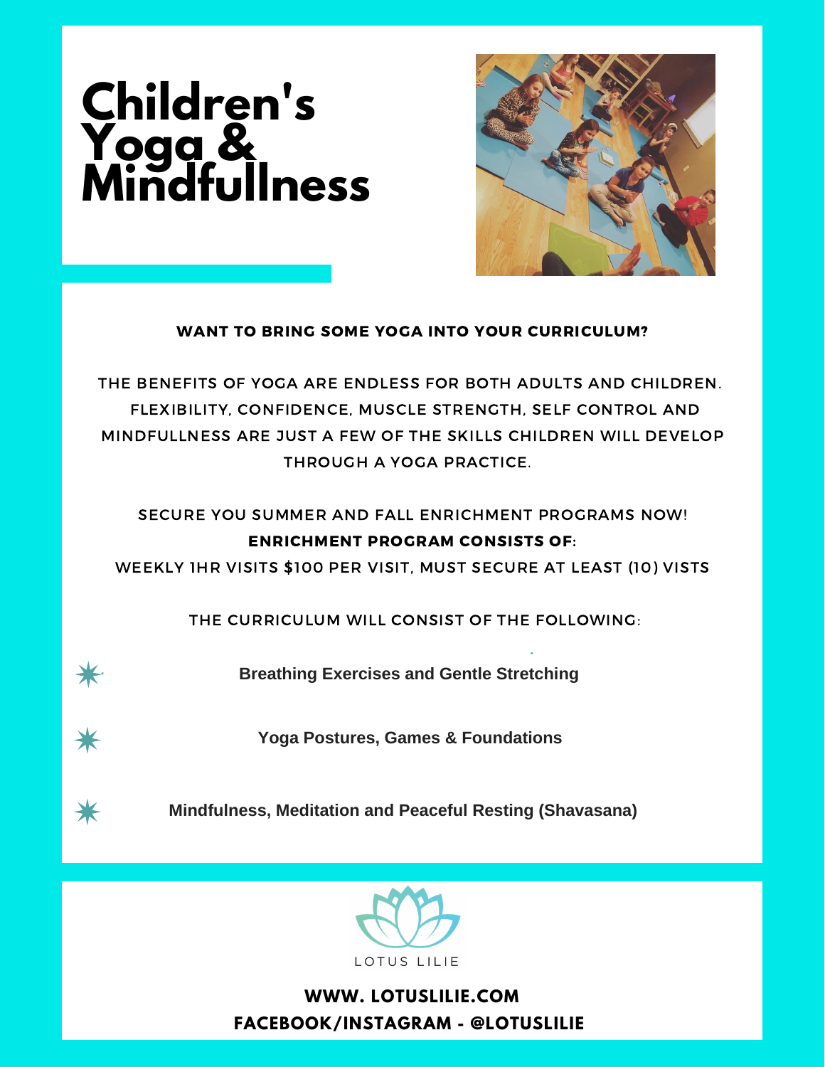# Children's Yoga & Mindfullness

**WANT TO BRING SOME YOGA INTO YOUR CURRICULUM?**

THE BENEFITS OF YOGA ARE ENDLESS FOR BOTH ADULTS AND CHILDREN. FLEXIBILITY, CONFIDENCE, MUSCLE STRENGTH, SELF CONTROL AND MINDFULLNESS ARE JUST A FEW OF THE SKILLS CHILDREN WILL DEVELOP THROUGH A YOGA PRACTICE.

SECURE YOU SUMMER AND FALL ENRICHMENT PROGRAMS NOW!

**ENRICHMENT PROGRAM CONSISTS OF:**

WEEKLY 1HR VISITS $100 PER VISIT, MUST SECURE AT LEAST (10) VISTS

THE CURRICULUM WILL CONSIST OF THE FOLLOWING:

- **Breathing Exercises and Gentle Stretching**
- **Yoga Postures, Games & Foundations**
- **Mindfulness, Meditation and Peaceful Resting (Shavasana)**

LOTUS LILIE

**WWW. LOTUSLILIE.COM**

**FACEBOOK/INSTAGRAM - @LOTUSLILIE**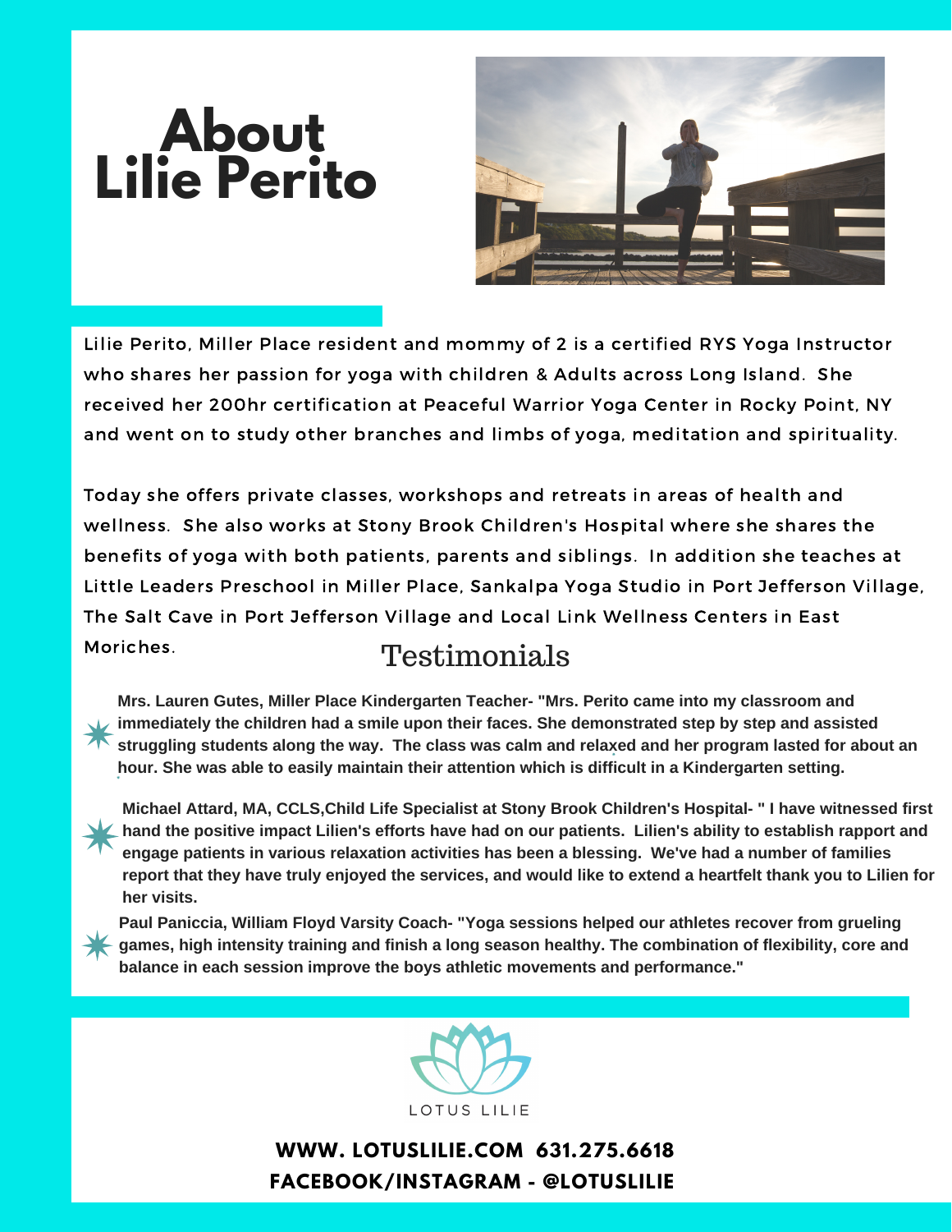# About Lilie Perito

Lilie Perito, Miller Place resident and mommy of 2 is a certified RYS Yoga Instructor who shares her passion for yoga with children & Adults across Long Island. She received her 200hr certification at Peaceful Warrior Yoga Center in Rocky Point, NY and went on to study other branches and limbs of yoga, meditation and spirituality.

Today she offers private classes, workshops and retreats in areas of health and wellness. She also works at Stony Brook Children's Hospital where she shares the benefits of yoga with both patients, parents and siblings. In addition she teaches at Little Leaders Preschool in Miller Place, Sankalpa Yoga Studio in Port Jefferson Village, The Salt Cave in Port Jefferson Village and Local Link Wellness Centers in East Moriches.

## Testimonials

- **Mrs. Lauren Gutes, Miller Place Kindergarten Teacher- "Mrs. Perito came into my classroom and immediately the children had a smile upon their faces. She demonstrated step by step and assisted struggling students along the way. The class was calm and relaxed and her program lasted for about an hour. She was able to easily maintain their attention which is difficult in a Kindergarten setting.**

- **Michael Attard, MA, CCLS,Child Life Specialist at Stony Brook Children's Hospital- " I have witnessed first hand the positive impact Lilien's efforts have had on our patients. Lilien's ability to establish rapport and engage patients in various relaxation activities has been a blessing. We've had a number of families report that they have truly enjoyed the services, and would like to extend a heartfelt thank you to Lilien for her visits.**

- **Paul Paniccia, William Floyd Varsity Coach- "Yoga sessions helped our athletes recover from grueling games, high intensity training and finish a long season healthy. The combination of flexibility, core and balance in each session improve the boys athletic movements and performance."**

LOTUS LILIE

**WWW. LOTUSLILIE.COM 631.275.6618**
**FACEBOOK/INSTAGRAM - @LOTUSLILIE**